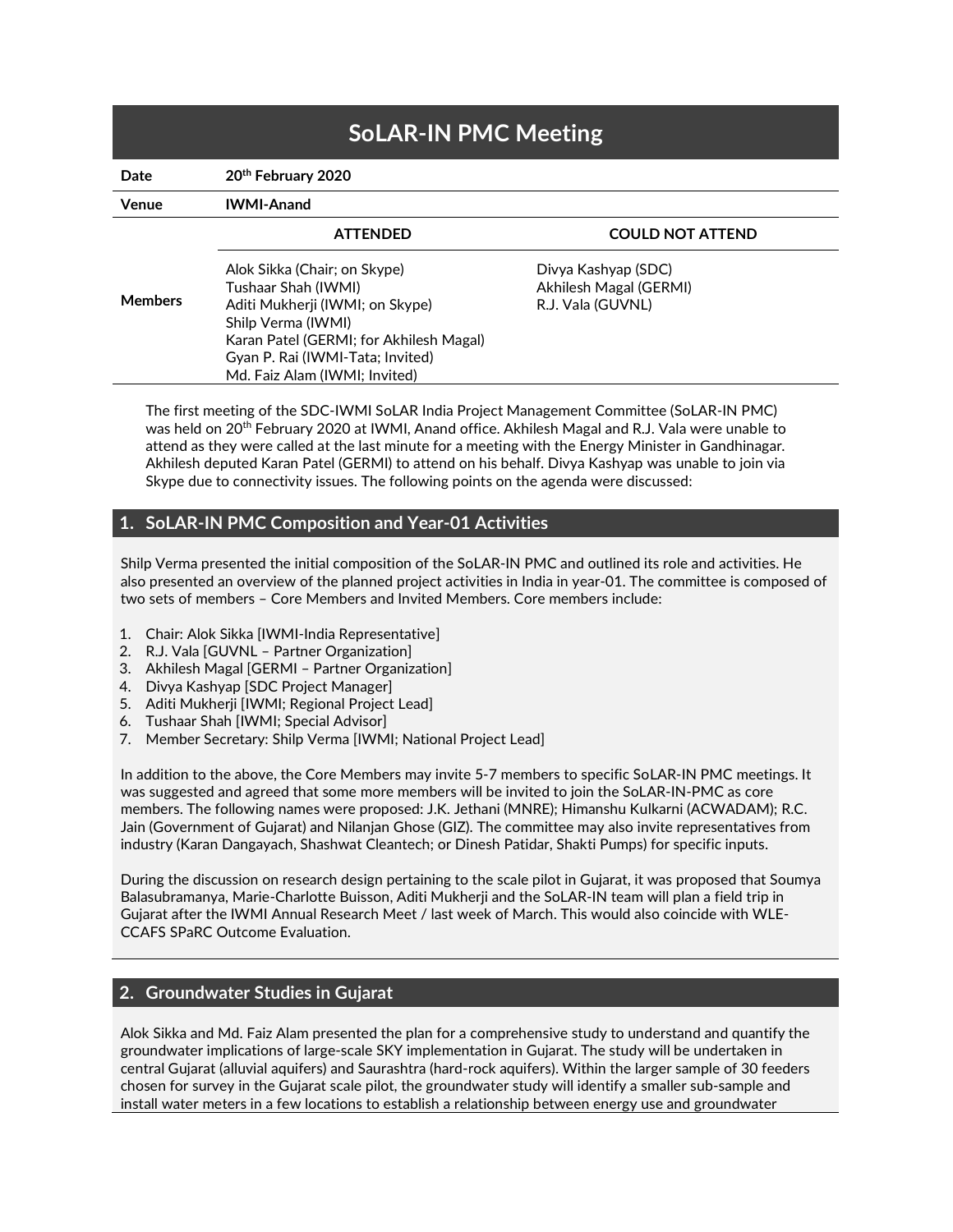# SoLAR-IN PMC Meeting

| | | |
|---|---|---|
| **Date** | **20th February 2020** | |
| **Venue** | **IWMI-Anand** | |
| | **ATTENDED** | **COULD NOT ATTEND** |
| **Members** | Alok Sikka (Chair; on Skype)<br>Tushaar Shah (IWMI)<br>Aditi Mukherji (IWMI; on Skype)<br>Shilp Verma (IWMI)<br>Karan Patel (GERMI; for Akhilesh Magal)<br>Gyan P. Rai (IWMI-Tata; Invited)<br>Md. Faiz Alam (IWMI; Invited) | Divya Kashyap (SDC)<br>Akhilesh Magal (GERMI)<br>R.J. Vala (GUVNL) |

The first meeting of the SDC-IWMI SoLAR India Project Management Committee (SoLAR-IN PMC) was held on 20th February 2020 at IWMI, Anand office. Akhilesh Magal and R.J. Vala were unable to attend as they were called at the last minute for a meeting with the Energy Minister in Gandhinagar. Akhilesh deputed Karan Patel (GERMI) to attend on his behalf. Divya Kashyap was unable to join via Skype due to connectivity issues. The following points on the agenda were discussed:

## 1. SoLAR-IN PMC Composition and Year-01 Activities

Shilp Verma presented the initial composition of the SoLAR-IN PMC and outlined its role and activities. He also presented an overview of the planned project activities in India in year-01. The committee is composed of two sets of members – Core Members and Invited Members. Core members include:

1. Chair: Alok Sikka [IWMI-India Representative]
2. R.J. Vala [GUVNL – Partner Organization]
3. Akhilesh Magal [GERMI – Partner Organization]
4. Divya Kashyap [SDC Project Manager]
5. Aditi Mukherji [IWMI; Regional Project Lead]
6. Tushaar Shah [IWMI; Special Advisor]
7. Member Secretary: Shilp Verma [IWMI; National Project Lead]

In addition to the above, the Core Members may invite 5-7 members to specific SoLAR-IN PMC meetings. It was suggested and agreed that some more members will be invited to join the SoLAR-IN-PMC as core members. The following names were proposed: J.K. Jethani (MNRE); Himanshu Kulkarni (ACWADAM); R.C. Jain (Government of Gujarat) and Nilanjan Ghose (GIZ). The committee may also invite representatives from industry (Karan Dangayach, Shashwat Cleantech; or Dinesh Patidar, Shakti Pumps) for specific inputs.

During the discussion on research design pertaining to the scale pilot in Gujarat, it was proposed that Soumya Balasubramanya, Marie-Charlotte Buisson, Aditi Mukherji and the SoLAR-IN team will plan a field trip in Gujarat after the IWMI Annual Research Meet / last week of March. This would also coincide with WLE-CCAFS SPaRC Outcome Evaluation.

## 2. Groundwater Studies in Gujarat

Alok Sikka and Md. Faiz Alam presented the plan for a comprehensive study to understand and quantify the groundwater implications of large-scale SKY implementation in Gujarat. The study will be undertaken in central Gujarat (alluvial aquifers) and Saurashtra (hard-rock aquifers). Within the larger sample of 30 feeders chosen for survey in the Gujarat scale pilot, the groundwater study will identify a smaller sub-sample and install water meters in a few locations to establish a relationship between energy use and groundwater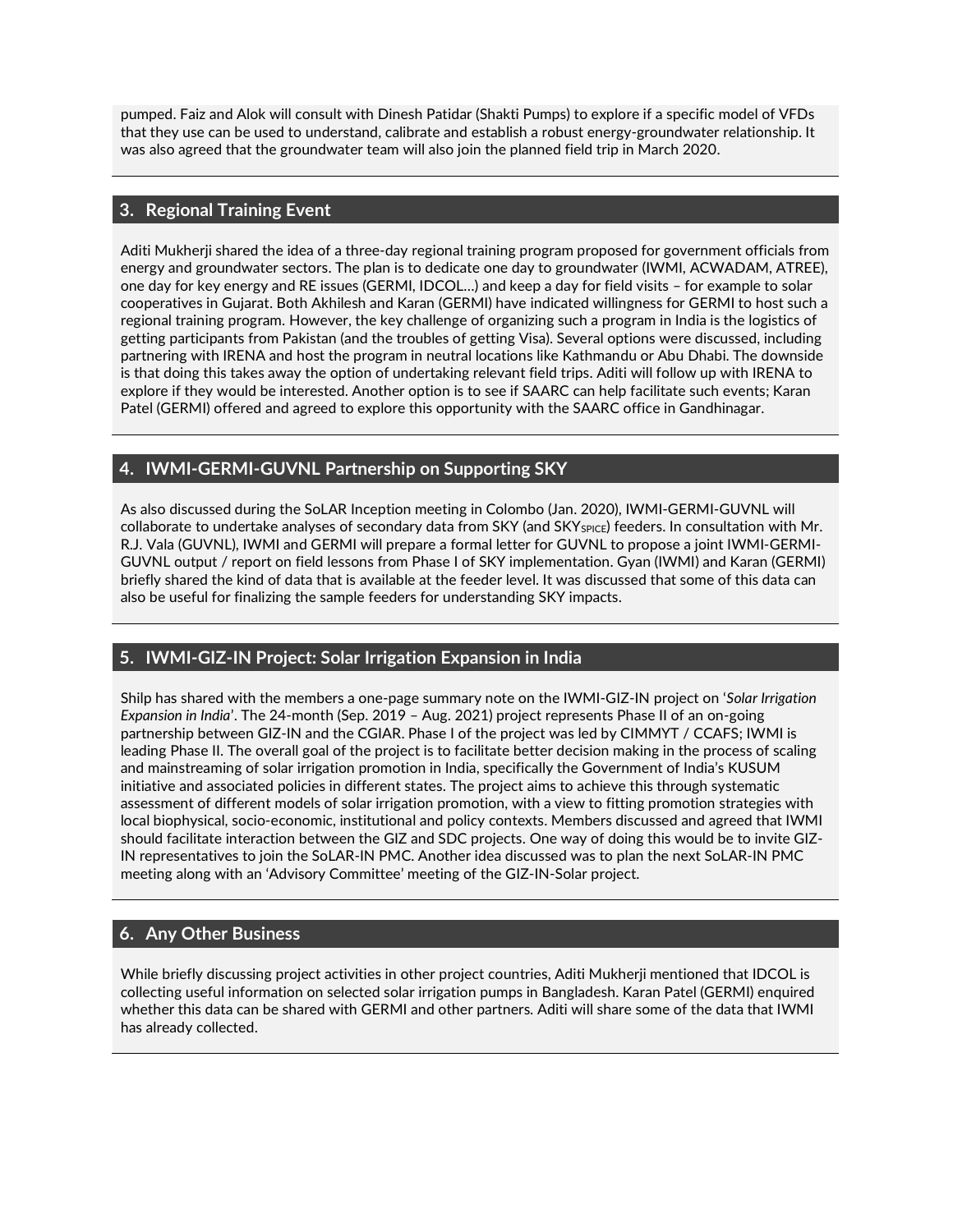pumped. Faiz and Alok will consult with Dinesh Patidar (Shakti Pumps) to explore if a specific model of VFDs that they use can be used to understand, calibrate and establish a robust energy-groundwater relationship. It was also agreed that the groundwater team will also join the planned field trip in March 2020.

## 3. Regional Training Event

Aditi Mukherji shared the idea of a three-day regional training program proposed for government officials from energy and groundwater sectors. The plan is to dedicate one day to groundwater (IWMI, ACWADAM, ATREE), one day for key energy and RE issues (GERMI, IDCOL…) and keep a day for field visits – for example to solar cooperatives in Gujarat. Both Akhilesh and Karan (GERMI) have indicated willingness for GERMI to host such a regional training program. However, the key challenge of organizing such a program in India is the logistics of getting participants from Pakistan (and the troubles of getting Visa). Several options were discussed, including partnering with IRENA and host the program in neutral locations like Kathmandu or Abu Dhabi. The downside is that doing this takes away the option of undertaking relevant field trips. Aditi will follow up with IRENA to explore if they would be interested. Another option is to see if SAARC can help facilitate such events; Karan Patel (GERMI) offered and agreed to explore this opportunity with the SAARC office in Gandhinagar.

## 4. IWMI-GERMI-GUVNL Partnership on Supporting SKY

As also discussed during the SoLAR Inception meeting in Colombo (Jan. 2020), IWMI-GERMI-GUVNL will collaborate to undertake analyses of secondary data from SKY (and $SKY_{SPICE}$) feeders. In consultation with Mr. R.J. Vala (GUVNL), IWMI and GERMI will prepare a formal letter for GUVNL to propose a joint IWMI-GERMI-GUVNL output / report on field lessons from Phase I of SKY implementation. Gyan (IWMI) and Karan (GERMI) briefly shared the kind of data that is available at the feeder level. It was discussed that some of this data can also be useful for finalizing the sample feeders for understanding SKY impacts.

## 5. IWMI-GIZ-IN Project: Solar Irrigation Expansion in India

Shilp has shared with the members a one-page summary note on the IWMI-GIZ-IN project on '*Solar Irrigation Expansion in India*'. The 24-month (Sep. 2019 – Aug. 2021) project represents Phase II of an on-going partnership between GIZ-IN and the CGIAR. Phase I of the project was led by CIMMYT / CCAFS; IWMI is leading Phase II. The overall goal of the project is to facilitate better decision making in the process of scaling and mainstreaming of solar irrigation promotion in India, specifically the Government of India's KUSUM initiative and associated policies in different states. The project aims to achieve this through systematic assessment of different models of solar irrigation promotion, with a view to fitting promotion strategies with local biophysical, socio-economic, institutional and policy contexts. Members discussed and agreed that IWMI should facilitate interaction between the GIZ and SDC projects. One way of doing this would be to invite GIZ-IN representatives to join the SoLAR-IN PMC. Another idea discussed was to plan the next SoLAR-IN PMC meeting along with an 'Advisory Committee' meeting of the GIZ-IN-Solar project.

## 6. Any Other Business

While briefly discussing project activities in other project countries, Aditi Mukherji mentioned that IDCOL is collecting useful information on selected solar irrigation pumps in Bangladesh. Karan Patel (GERMI) enquired whether this data can be shared with GERMI and other partners. Aditi will share some of the data that IWMI has already collected.